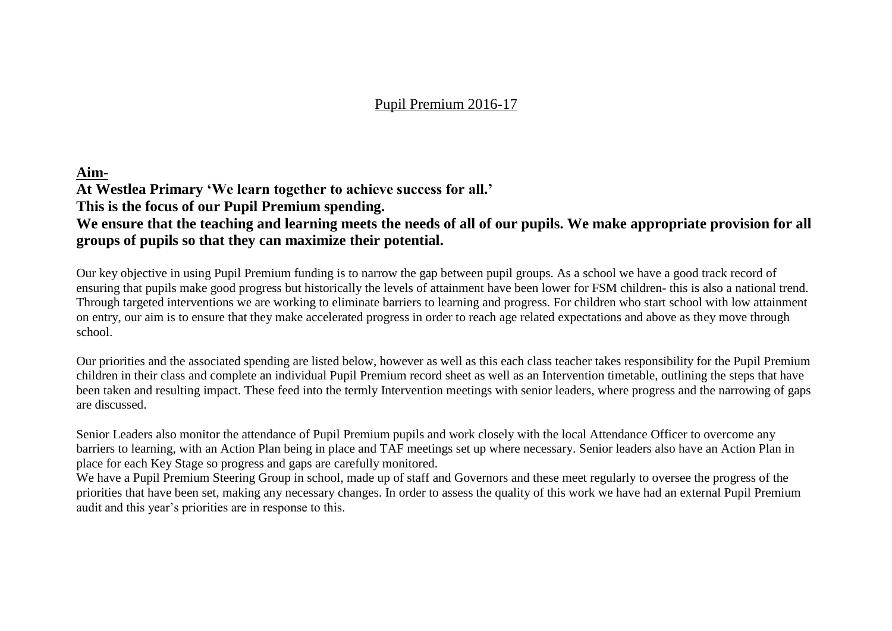# Pupil Premium 2016-17

## Aim-

**At Westlea Primary 'We learn together to achieve success for all.'**
**This is the focus of our Pupil Premium spending.**
**We ensure that the teaching and learning meets the needs of all of our pupils. We make appropriate provision for all groups of pupils so that they can maximize their potential.**

Our key objective in using Pupil Premium funding is to narrow the gap between pupil groups. As a school we have a good track record of ensuring that pupils make good progress but historically the levels of attainment have been lower for FSM children- this is also a national trend. Through targeted interventions we are working to eliminate barriers to learning and progress. For children who start school with low attainment on entry, our aim is to ensure that they make accelerated progress in order to reach age related expectations and above as they move through school.

Our priorities and the associated spending are listed below, however as well as this each class teacher takes responsibility for the Pupil Premium children in their class and complete an individual Pupil Premium record sheet as well as an Intervention timetable, outlining the steps that have been taken and resulting impact. These feed into the termly Intervention meetings with senior leaders, where progress and the narrowing of gaps are discussed.

Senior Leaders also monitor the attendance of Pupil Premium pupils and work closely with the local Attendance Officer to overcome any barriers to learning, with an Action Plan being in place and TAF meetings set up where necessary. Senior leaders also have an Action Plan in place for each Key Stage so progress and gaps are carefully monitored.
We have a Pupil Premium Steering Group in school, made up of staff and Governors and these meet regularly to oversee the progress of the priorities that have been set, making any necessary changes. In order to assess the quality of this work we have had an external Pupil Premium audit and this year's priorities are in response to this.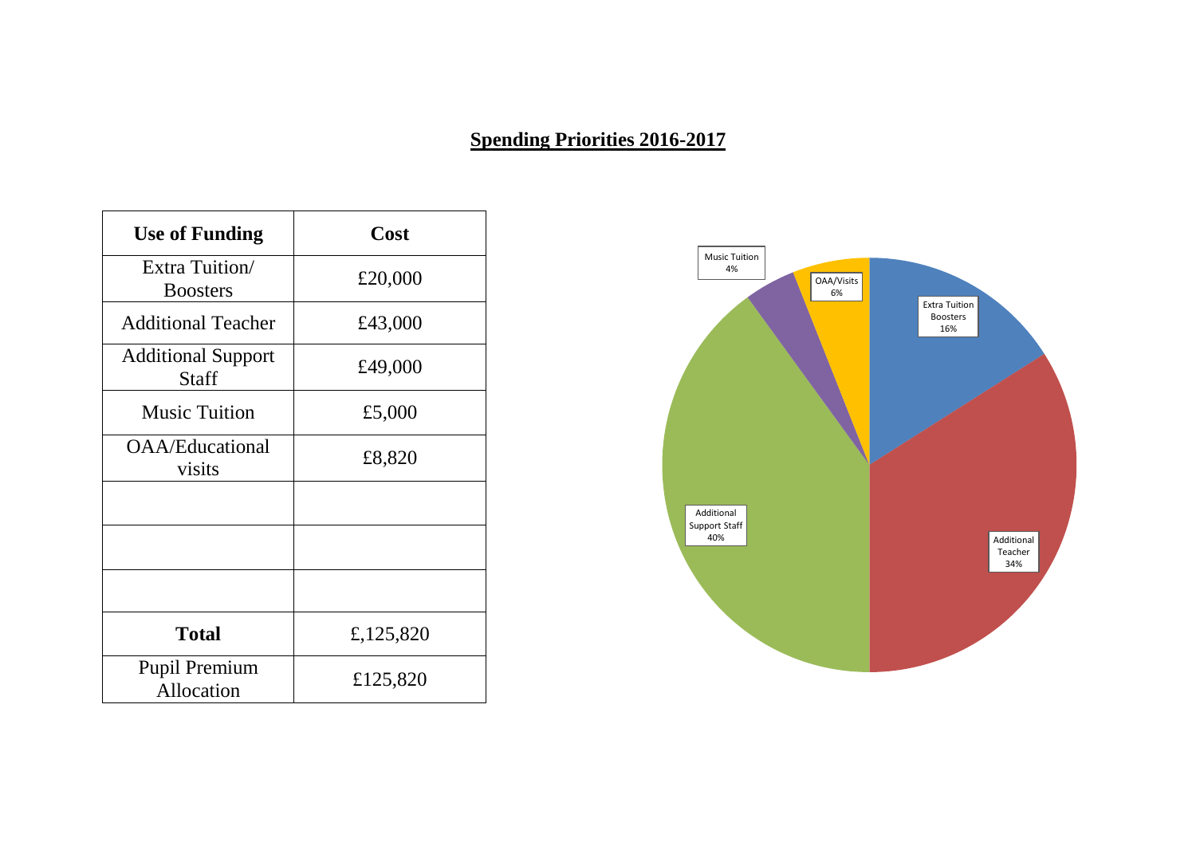## Spending Priorities 2016-2017

| Use of Funding | Cost |
|---|---|
| Extra Tuition/ Boosters | £20,000 |
| Additional Teacher | £43,000 |
| Additional Support Staff | £49,000 |
| Music Tuition | £5,000 |
| OAA/Educational visits | £8,820 |
| | |
| | |
| | |
| **Total** | £,125,820 |
| Pupil Premium Allocation | £125,820 |

Music Tuition 4%

OAA/Visits 6%

Extra Tuition Boosters 16%

Additional Support Staff 40%

Additional Teacher 34%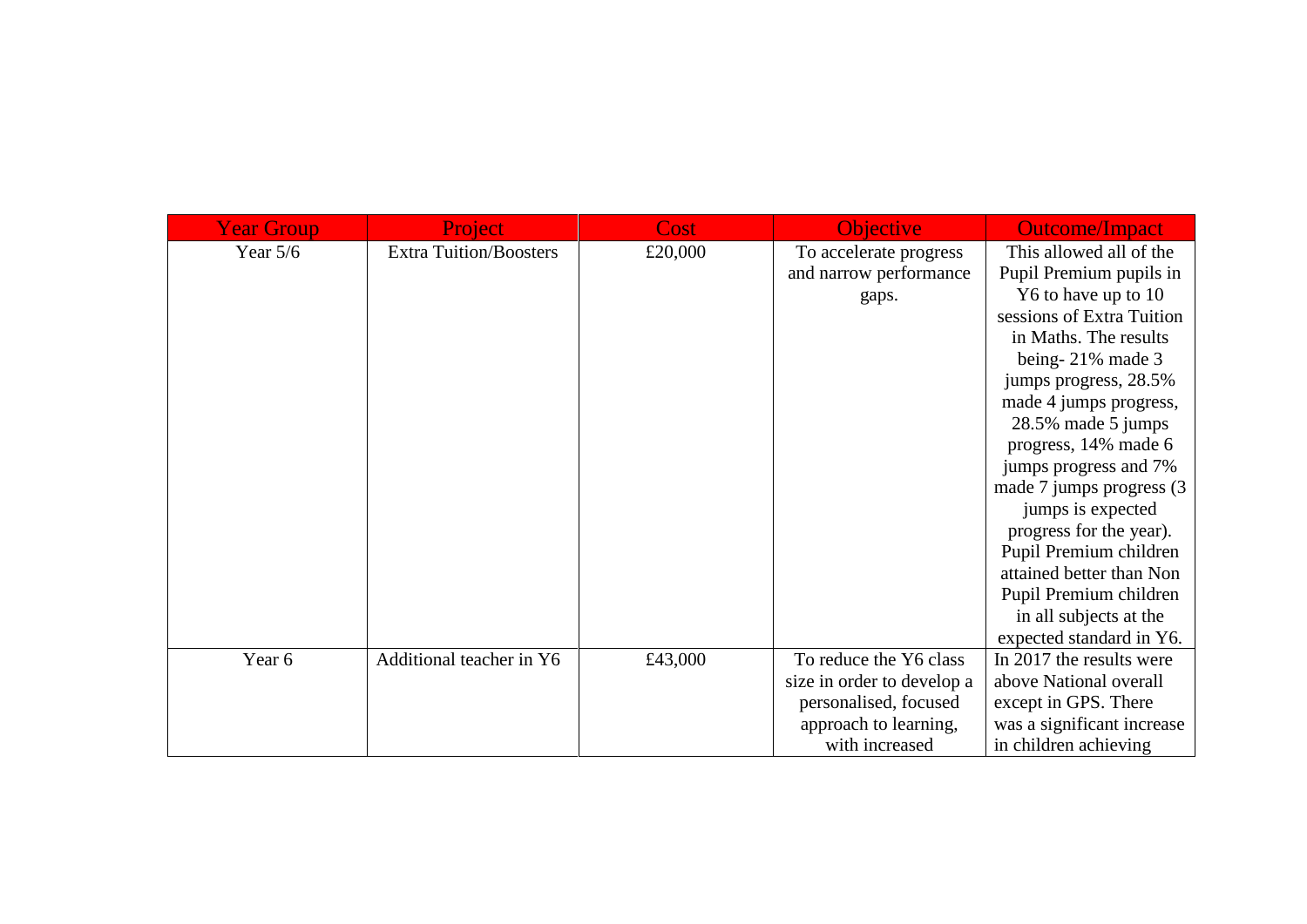| Year Group | Project | Cost | Objective | Outcome/Impact |
|---|---|---|---|---|
| Year 5/6 | Extra Tuition/Boosters | £20,000 | To accelerate progress and narrow performance gaps. | This allowed all of the Pupil Premium pupils in Y6 to have up to 10 sessions of Extra Tuition in Maths. The results being- 21% made 3 jumps progress, 28.5% made 4 jumps progress, 28.5% made 5 jumps progress, 14% made 6 jumps progress and 7% made 7 jumps progress (3 jumps is expected progress for the year). Pupil Premium children attained better than Non Pupil Premium children in all subjects at the expected standard in Y6. |
| Year 6 | Additional teacher in Y6 | £43,000 | To reduce the Y6 class size in order to develop a personalised, focused approach to learning, with increased | In 2017 the results were above National overall except in GPS. There was a significant increase in children achieving |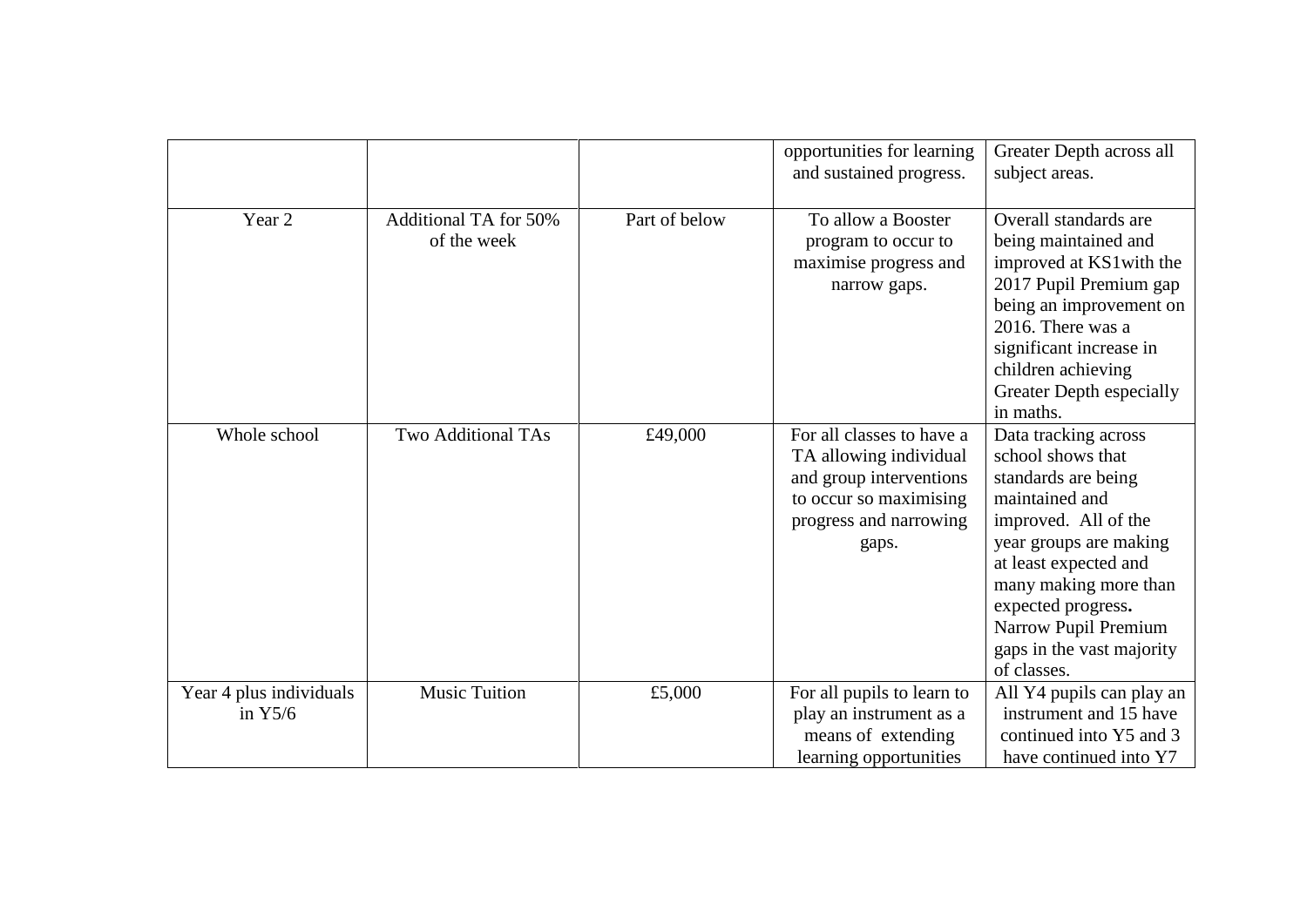| | | | | |
|---|---|---|---|---|
| | | | opportunities for learning and sustained progress. | Greater Depth across all subject areas. |
| Year 2 | Additional TA for 50% of the week | Part of below | To allow a Booster program to occur to maximise progress and narrow gaps. | Overall standards are being maintained and improved at KS1with the 2017 Pupil Premium gap being an improvement on 2016. There was a significant increase in children achieving Greater Depth especially in maths. |
| Whole school | Two Additional TAs | £49,000 | For all classes to have a TA allowing individual and group interventions to occur so maximising progress and narrowing gaps. | Data tracking across school shows that standards are being maintained and improved. All of the year groups are making at least expected and many making more than expected progress**.** Narrow Pupil Premium gaps in the vast majority of classes. |
| Year 4 plus individuals in Y5/6 | Music Tuition | £5,000 | For all pupils to learn to play an instrument as a means of extending learning opportunities | All Y4 pupils can play an instrument and 15 have continued into Y5 and 3 have continued into Y7 |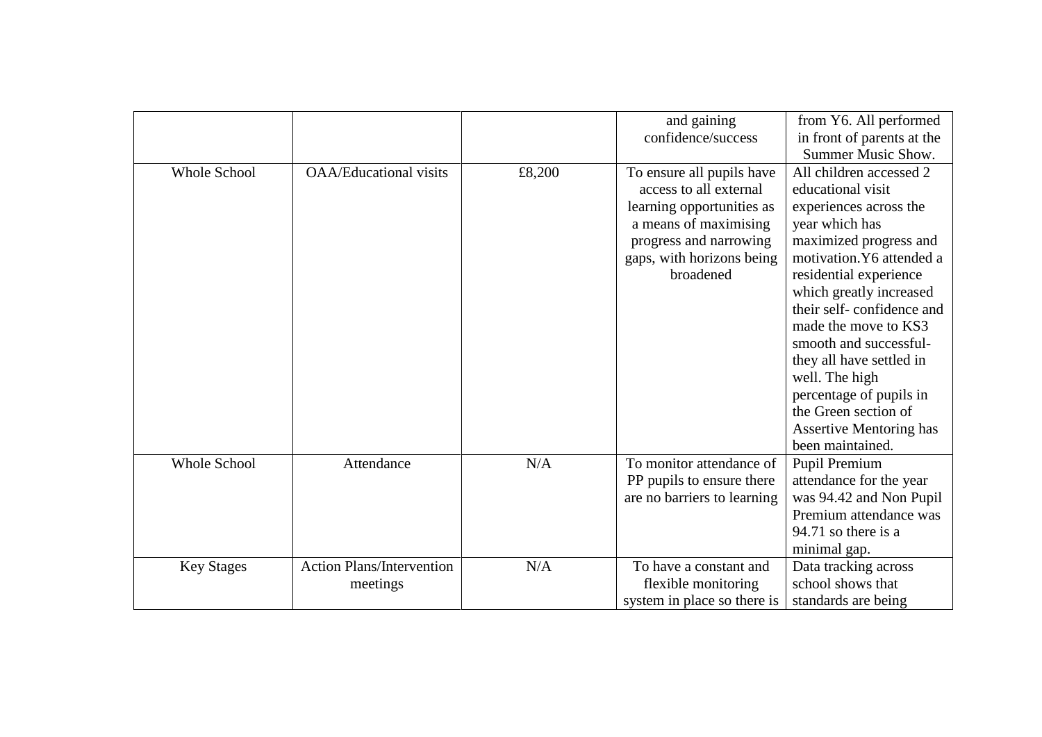| | | | | |
|---|---|---|---|---|
| | | | and gaining confidence/success | from Y6. All performed in front of parents at the Summer Music Show. |
| Whole School | OAA/Educational visits | £8,200 | To ensure all pupils have access to all external learning opportunities as a means of maximising progress and narrowing gaps, with horizons being broadened | All children accessed 2 educational visit experiences across the year which has maximized progress and motivation.Y6 attended a residential experience which greatly increased their self- confidence and made the move to KS3 smooth and successful- they all have settled in well. The high percentage of pupils in the Green section of Assertive Mentoring has been maintained. |
| Whole School | Attendance | N/A | To monitor attendance of PP pupils to ensure there are no barriers to learning | Pupil Premium attendance for the year was 94.42 and Non Pupil Premium attendance was 94.71 so there is a minimal gap. |
| Key Stages | Action Plans/Intervention meetings | N/A | To have a constant and flexible monitoring system in place so there is | Data tracking across school shows that standards are being |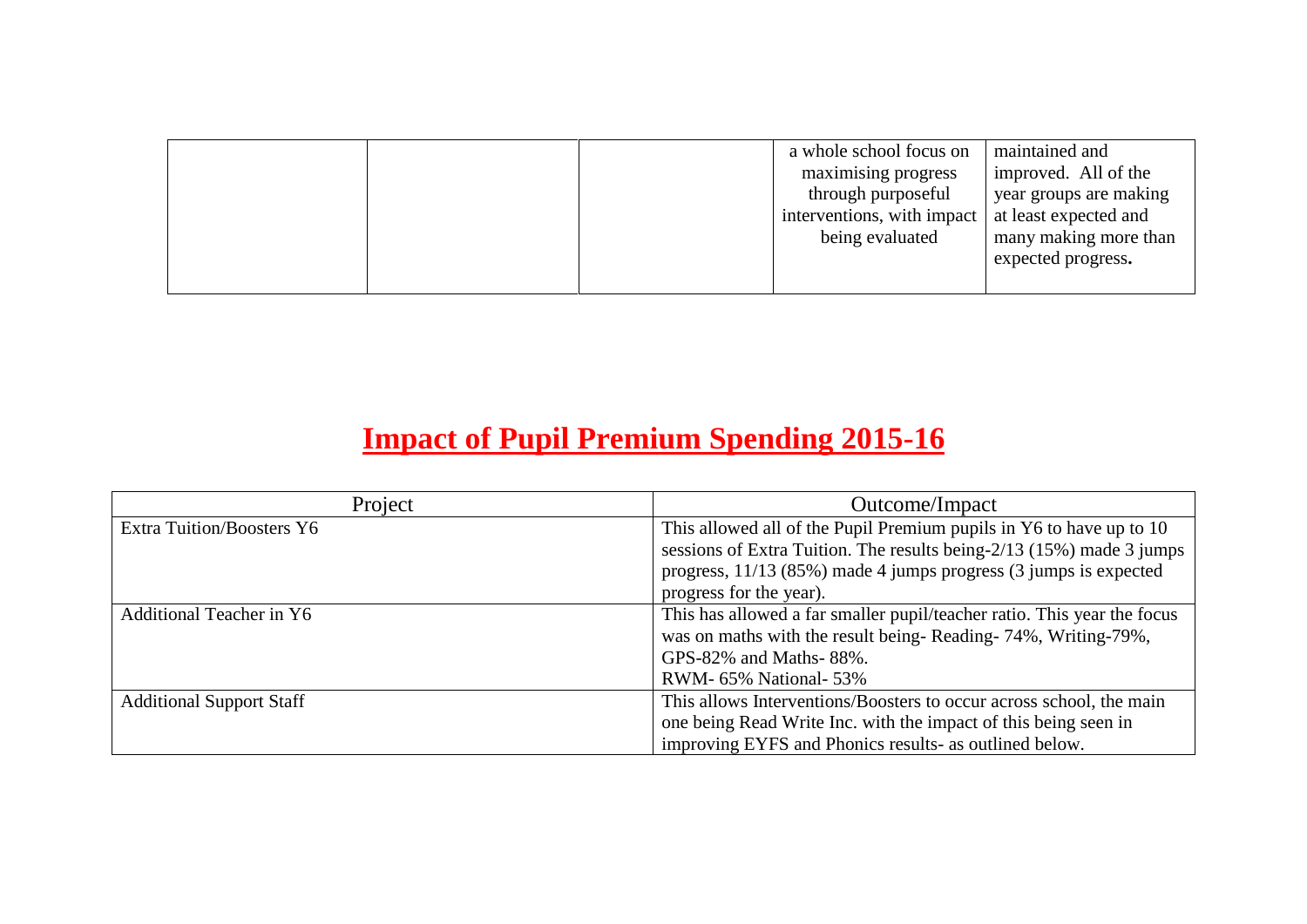| | | | | |
|---|---|---|---|---|
| | | | a whole school focus on maximising progress through purposeful interventions, with impact being evaluated | maintained and improved. All of the year groups are making at least expected and many making more than expected progress**.** |

# Impact of Pupil Premium Spending 2015-16

| Project | Outcome/Impact |
|---|---|
| Extra Tuition/Boosters Y6 | This allowed all of the Pupil Premium pupils in Y6 to have up to 10 sessions of Extra Tuition. The results being-2/13 (15%) made 3 jumps progress, 11/13 (85%) made 4 jumps progress (3 jumps is expected progress for the year). |
| Additional Teacher in Y6 | This has allowed a far smaller pupil/teacher ratio. This year the focus was on maths with the result being- Reading- 74%, Writing-79%, GPS-82% and Maths- 88%.<br>RWM- 65% National- 53% |
| Additional Support Staff | This allows Interventions/Boosters to occur across school, the main one being Read Write Inc. with the impact of this being seen in improving EYFS and Phonics results- as outlined below. |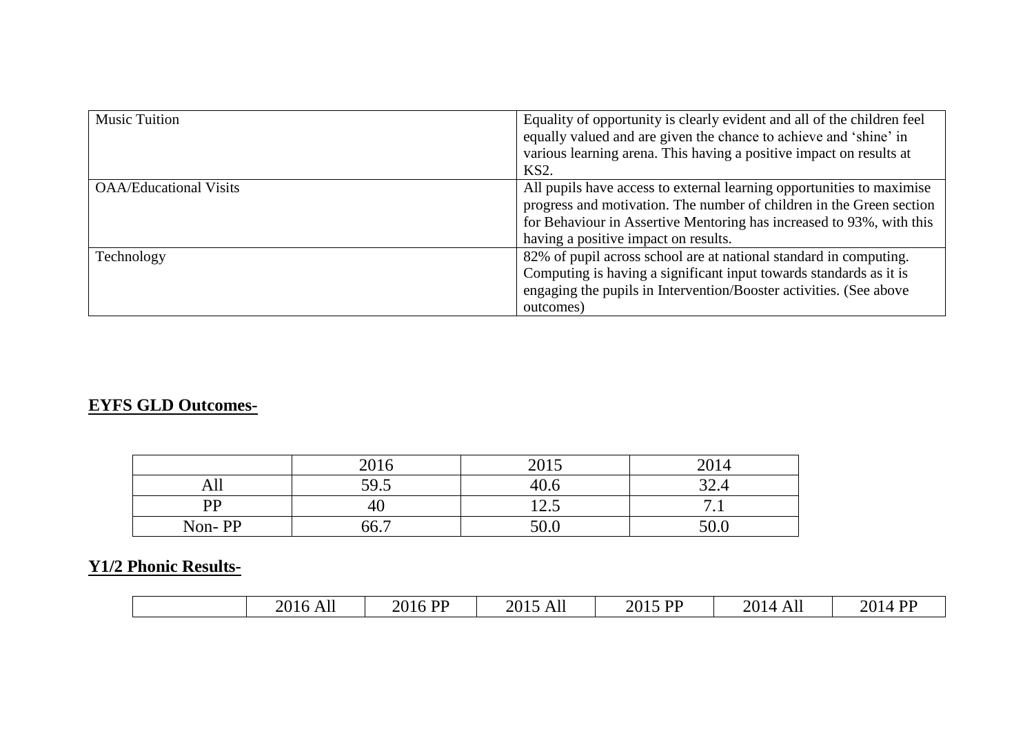| | |
|---|---|
| Music Tuition | Equality of opportunity is clearly evident and all of the children feel equally valued and are given the chance to achieve and 'shine' in various learning arena. This having a positive impact on results at KS2. |
| OAA/Educational Visits | All pupils have access to external learning opportunities to maximise progress and motivation. The number of children in the Green section for Behaviour in Assertive Mentoring has increased to 93%, with this having a positive impact on results. |
| Technology | 82% of pupil across school are at national standard in computing. Computing is having a significant input towards standards as it is engaging the pupils in Intervention/Booster activities. (See above outcomes) |

## **EYFS GLD Outcomes-**

| | 2016 | 2015 | 2014 |
|---|---|---|---|
| All | 59.5 | 40.6 | 32.4 |
| PP | 40 | 12.5 | 7.1 |
| Non- PP | 66.7 | 50.0 | 50.0 |

## **Y1/2 Phonic Results-**

| | 2016 All | 2016 PP | 2015 All | 2015 PP | 2014 All | 2014 PP |
|---|---|---|---|---|---|---|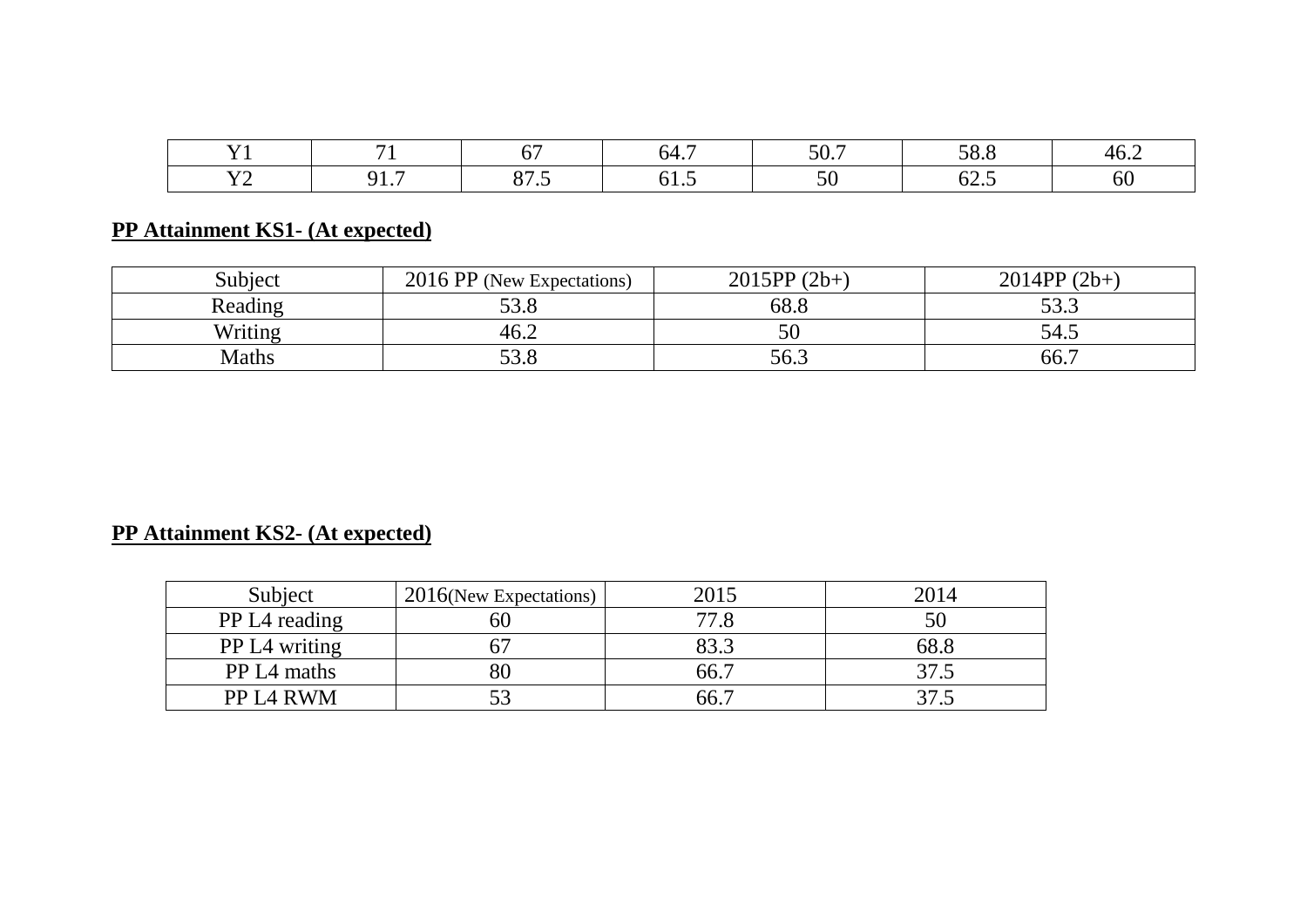| Y1 | 71 | 67 | 64.7 | 50.7 | 58.8 | 46.2 |
|---|---|---|---|---|---|---|
| Y2 | 91.7 | 87.5 | 61.5 | 50 | 62.5 | 60 |

**PP Attainment KS1- (At expected)**

| Subject | 2016 PP (New Expectations) | 2015PP (2b+) | 2014PP (2b+) |
|---|---|---|---|
| Reading | 53.8 | 68.8 | 53.3 |
| Writing | 46.2 | 50 | 54.5 |
| Maths | 53.8 | 56.3 | 66.7 |

**PP Attainment KS2- (At expected)**

| Subject | 2016(New Expectations) | 2015 | 2014 |
|---|---|---|---|
| PP L4 reading | 60 | 77.8 | 50 |
| PP L4 writing | 67 | 83.3 | 68.8 |
| PP L4 maths | 80 | 66.7 | 37.5 |
| PP L4 RWM | 53 | 66.7 | 37.5 |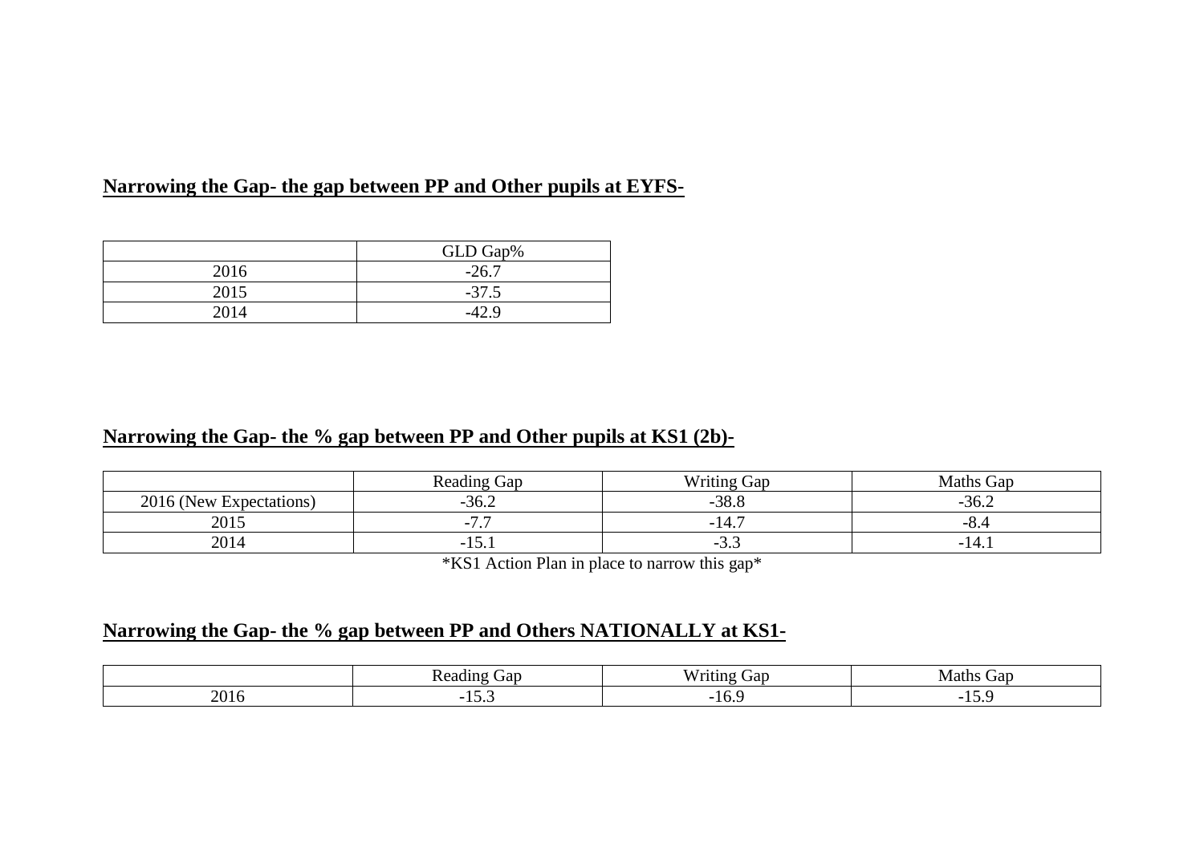**Narrowing the Gap- the gap between PP and Other pupils at EYFS-**

| | GLD Gap% |
|---|---|
| 2016 | -26.7 |
| 2015 | -37.5 |
| 2014 | -42.9 |

**Narrowing the Gap- the % gap between PP and Other pupils at KS1 (2b)-**

| | Reading Gap | Writing Gap | Maths Gap |
|---|---|---|---|
| 2016 (New Expectations) | -36.2 | -38.8 | -36.2 |
| 2015 | -7.7 | -14.7 | -8.4 |
| 2014 | -15.1 | -3.3 | -14.1 |

*KS1 Action Plan in place to narrow this gap*

**Narrowing the Gap- the % gap between PP and Others NATIONALLY at KS1-**

| | Reading Gap | Writing Gap | Maths Gap |
|---|---|---|---|
| 2016 | -15.3 | -16.9 | -15.9 |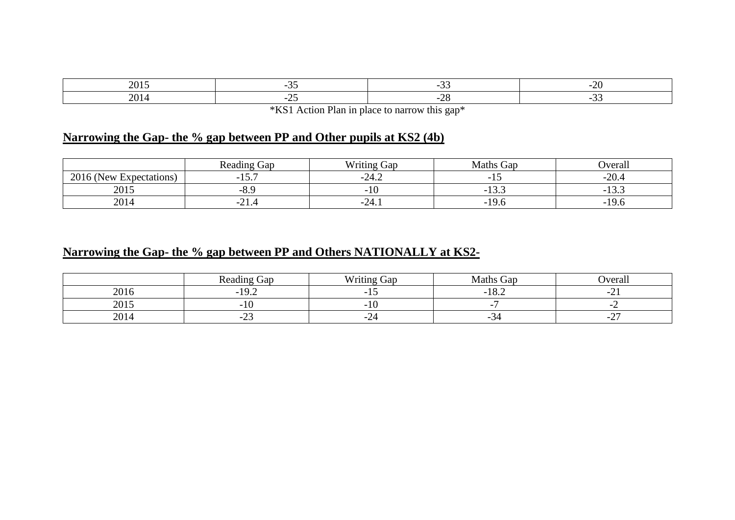| | | | |
|---|---|---|---|
| 2015 | -35 | -33 | -20 |
| 2014 | -25 | -28 | -33 |

*KS1 Action Plan in place to narrow this gap*

## **Narrowing the Gap- the % gap between PP and Other pupils at KS2 (4b)**

| | Reading Gap | Writing Gap | Maths Gap | Overall |
|---|---|---|---|---|
| 2016 (New Expectations) | -15.7 | -24.2 | -15 | -20.4 |
| 2015 | -8.9 | -10 | -13.3 | -13.3 |
| 2014 | -21.4 | -24.1 | -19.6 | -19.6 |

## **Narrowing the Gap- the % gap between PP and Others NATIONALLY at KS2-**

| | Reading Gap | Writing Gap | Maths Gap | Overall |
|---|---|---|---|---|
| 2016 | -19.2 | -15 | -18.2 | -21 |
| 2015 | -10 | -10 | -7 | -2 |
| 2014 | -23 | -24 | -34 | -27 |